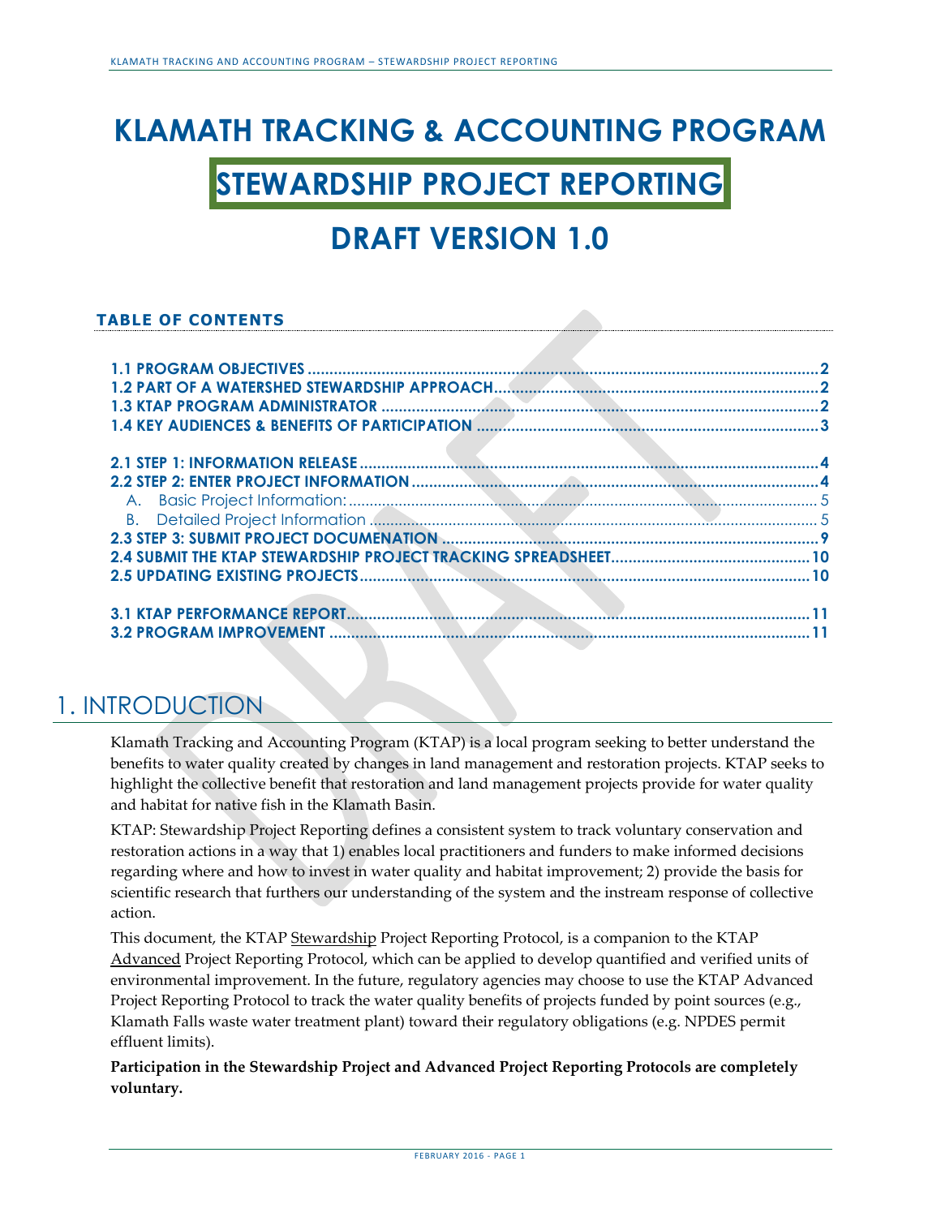# KLAMATH TRACKING & ACCOUNTING PROGRAM

# STEWARDSHIP PROJECT REPORTING

# DRAFT VERSION 1.0

**TABLE OF CONTENTS**

1.1 PROGRAM OBJECTIVES ..... 2
1.2 PART OF A WATERSHED STEWARDSHIP APPROACH ..... 2
1.3 KTAP PROGRAM ADMINISTRATOR ..... 2
1.4 KEY AUDIENCES & BENEFITS OF PARTICIPATION ..... 3

2.1 STEP 1: INFORMATION RELEASE ..... 4
2.2 STEP 2: ENTER PROJECT INFORMATION ..... 4
  A. Basic Project Information: ..... 5
  B. Detailed Project Information ..... 5
2.3 STEP 3: SUBMIT PROJECT DOCUMENATION ..... 9
2.4 SUBMIT THE KTAP STEWARDSHIP PROJECT TRACKING SPREADSHEET ..... 10
2.5 UPDATING EXISTING PROJECTS ..... 10

3.1 KTAP PERFORMANCE REPORT ..... 11
3.2 PROGRAM IMPROVEMENT ..... 11

# 1. INTRODUCTION

Klamath Tracking and Accounting Program (KTAP) is a local program seeking to better understand the benefits to water quality created by changes in land management and restoration projects. KTAP seeks to highlight the collective benefit that restoration and land management projects provide for water quality and habitat for native fish in the Klamath Basin.

KTAP: Stewardship Project Reporting defines a consistent system to track voluntary conservation and restoration actions in a way that 1) enables local practitioners and funders to make informed decisions regarding where and how to invest in water quality and habitat improvement; 2) provide the basis for scientific research that furthers our understanding of the system and the instream response of collective action.

This document, the KTAP Stewardship Project Reporting Protocol, is a companion to the KTAP Advanced Project Reporting Protocol, which can be applied to develop quantified and verified units of environmental improvement. In the future, regulatory agencies may choose to use the KTAP Advanced Project Reporting Protocol to track the water quality benefits of projects funded by point sources (e.g., Klamath Falls waste water treatment plant) toward their regulatory obligations (e.g. NPDES permit effluent limits).

**Participation in the Stewardship Project and Advanced Project Reporting Protocols are completely voluntary.**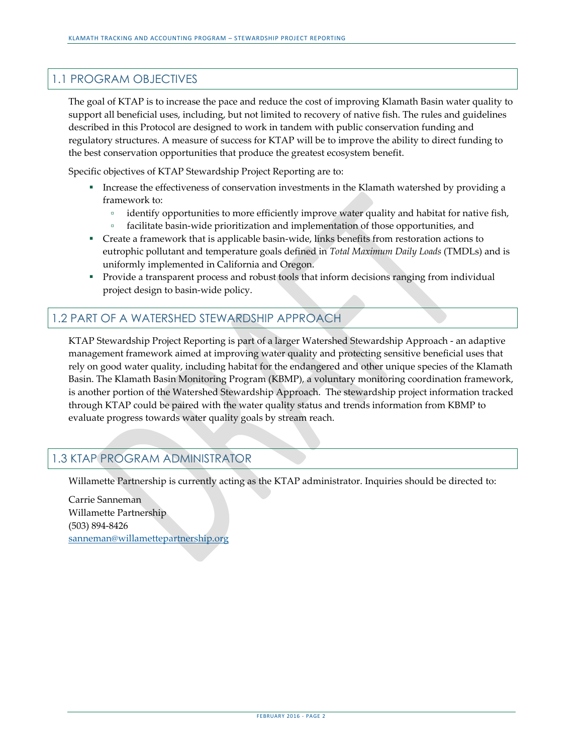## 1.1 PROGRAM OBJECTIVES

The goal of KTAP is to increase the pace and reduce the cost of improving Klamath Basin water quality to support all beneficial uses, including, but not limited to recovery of native fish. The rules and guidelines described in this Protocol are designed to work in tandem with public conservation funding and regulatory structures. A measure of success for KTAP will be to improve the ability to direct funding to the best conservation opportunities that produce the greatest ecosystem benefit.

Specific objectives of KTAP Stewardship Project Reporting are to:

- Increase the effectiveness of conservation investments in the Klamath watershed by providing a framework to:
  - identify opportunities to more efficiently improve water quality and habitat for native fish,
  - facilitate basin-wide prioritization and implementation of those opportunities, and
- Create a framework that is applicable basin-wide, links benefits from restoration actions to eutrophic pollutant and temperature goals defined in *Total Maximum Daily Loads* (TMDLs) and is uniformly implemented in California and Oregon.
- Provide a transparent process and robust tools that inform decisions ranging from individual project design to basin-wide policy.

## 1.2 PART OF A WATERSHED STEWARDSHIP APPROACH

KTAP Stewardship Project Reporting is part of a larger Watershed Stewardship Approach - an adaptive management framework aimed at improving water quality and protecting sensitive beneficial uses that rely on good water quality, including habitat for the endangered and other unique species of the Klamath Basin. The Klamath Basin Monitoring Program (KBMP), a voluntary monitoring coordination framework, is another portion of the Watershed Stewardship Approach. The stewardship project information tracked through KTAP could be paired with the water quality status and trends information from KBMP to evaluate progress towards water quality goals by stream reach.

## 1.3 KTAP PROGRAM ADMINISTRATOR

Willamette Partnership is currently acting as the KTAP administrator. Inquiries should be directed to:

Carrie Sanneman
Willamette Partnership
(503) 894-8426
sanneman@willamettepartnership.org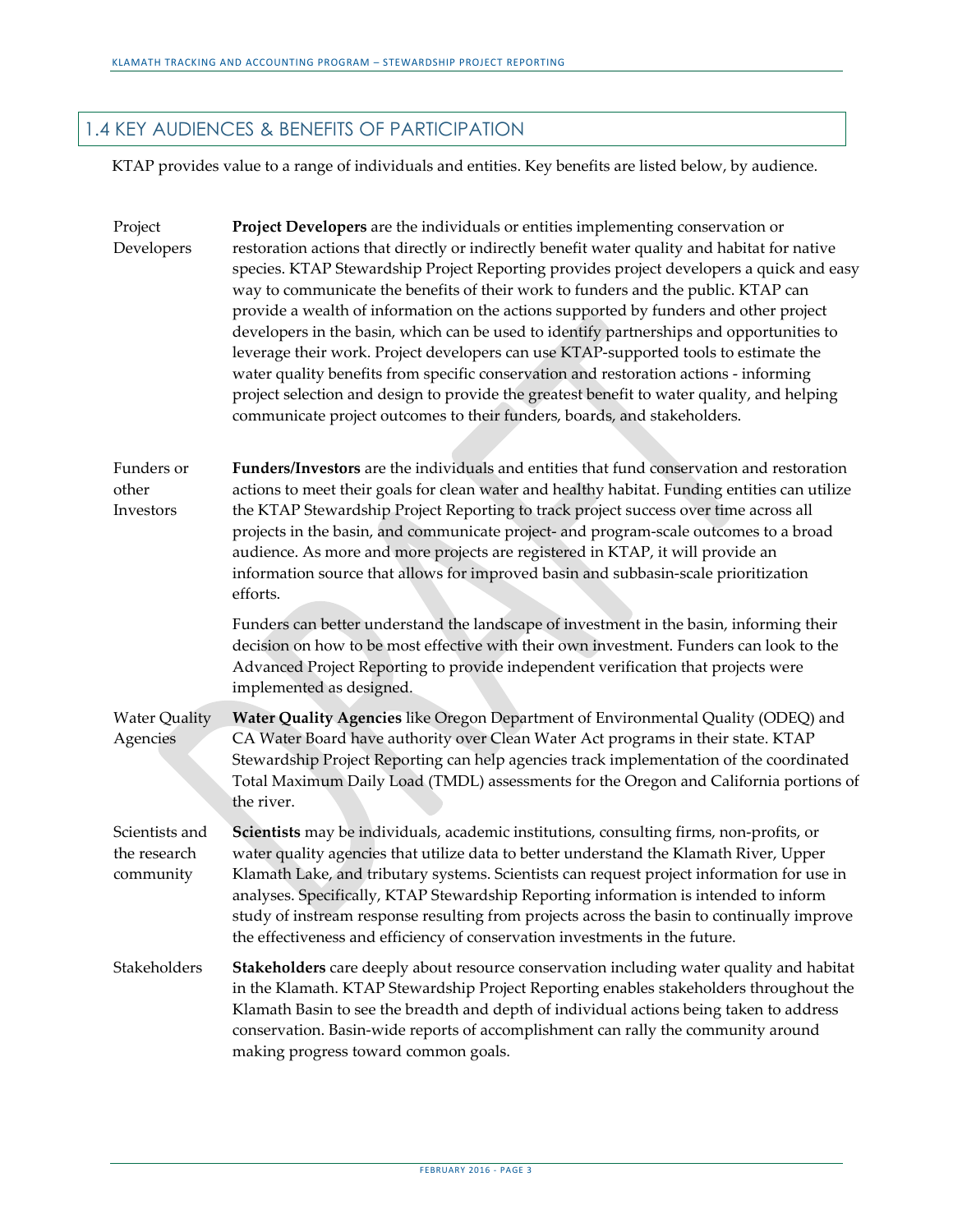## 1.4 KEY AUDIENCES & BENEFITS OF PARTICIPATION

KTAP provides value to a range of individuals and entities. Key benefits are listed below, by audience.

| Audience | Description |
|---|---|
| Project Developers | **Project Developers** are the individuals or entities implementing conservation or restoration actions that directly or indirectly benefit water quality and habitat for native species. KTAP Stewardship Project Reporting provides project developers a quick and easy way to communicate the benefits of their work to funders and the public. KTAP can provide a wealth of information on the actions supported by funders and other project developers in the basin, which can be used to identify partnerships and opportunities to leverage their work. Project developers can use KTAP-supported tools to estimate the water quality benefits from specific conservation and restoration actions - informing project selection and design to provide the greatest benefit to water quality, and helping communicate project outcomes to their funders, boards, and stakeholders. |
| Funders or other Investors | **Funders/Investors** are the individuals and entities that fund conservation and restoration actions to meet their goals for clean water and healthy habitat. Funding entities can utilize the KTAP Stewardship Project Reporting to track project success over time across all projects in the basin, and communicate project- and program-scale outcomes to a broad audience. As more and more projects are registered in KTAP, it will provide an information source that allows for improved basin and subbasin-scale prioritization efforts.<br><br>Funders can better understand the landscape of investment in the basin, informing their decision on how to be most effective with their own investment. Funders can look to the Advanced Project Reporting to provide independent verification that projects were implemented as designed. |
| Water Quality Agencies | **Water Quality Agencies** like Oregon Department of Environmental Quality (ODEQ) and CA Water Board have authority over Clean Water Act programs in their state. KTAP Stewardship Project Reporting can help agencies track implementation of the coordinated Total Maximum Daily Load (TMDL) assessments for the Oregon and California portions of the river. |
| Scientists and the research community | **Scientists** may be individuals, academic institutions, consulting firms, non-profits, or water quality agencies that utilize data to better understand the Klamath River, Upper Klamath Lake, and tributary systems. Scientists can request project information for use in analyses. Specifically, KTAP Stewardship Reporting information is intended to inform study of instream response resulting from projects across the basin to continually improve the effectiveness and efficiency of conservation investments in the future. |
| Stakeholders | **Stakeholders** care deeply about resource conservation including water quality and habitat in the Klamath. KTAP Stewardship Project Reporting enables stakeholders throughout the Klamath Basin to see the breadth and depth of individual actions being taken to address conservation. Basin-wide reports of accomplishment can rally the community around making progress toward common goals. |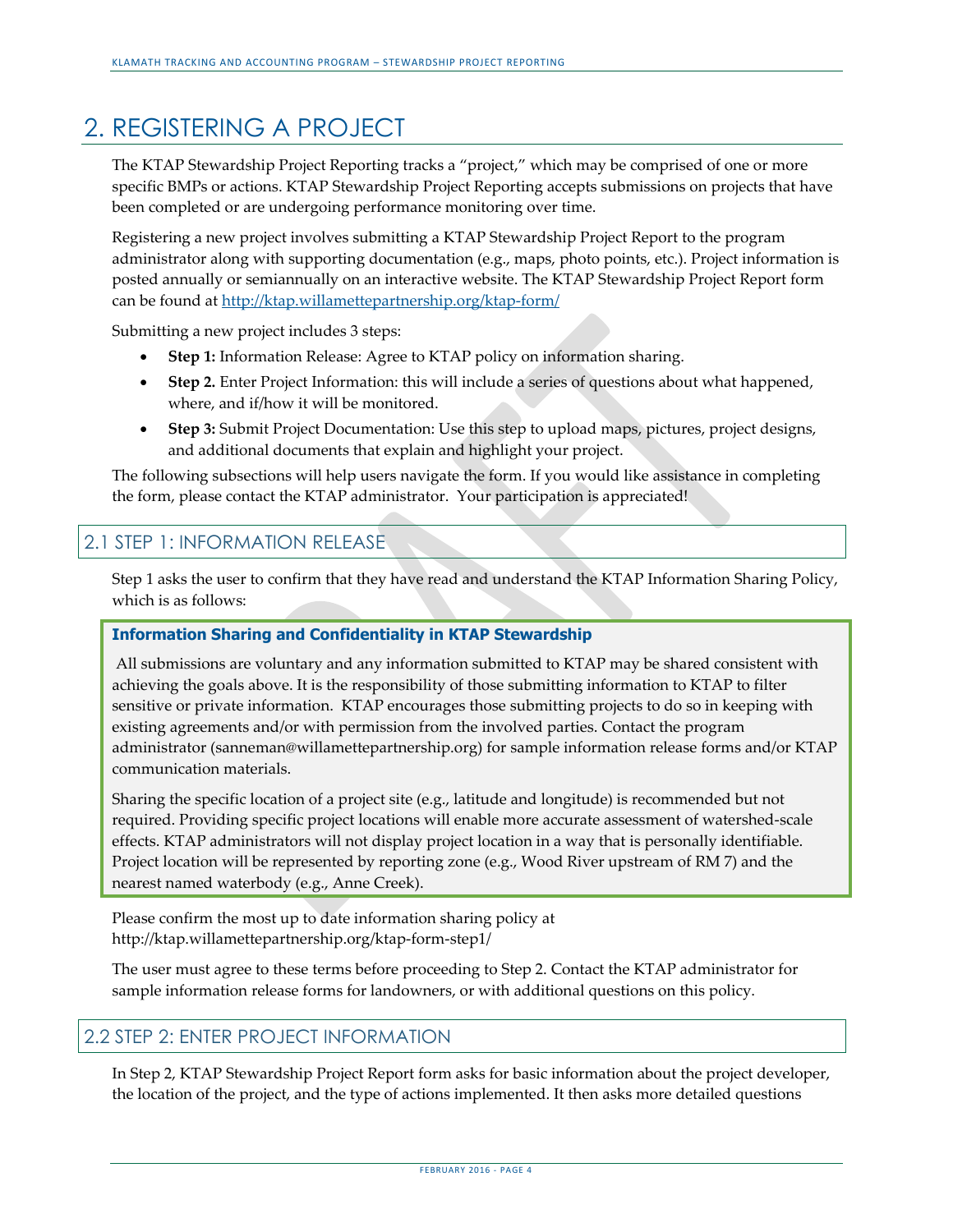# 2. REGISTERING A PROJECT

The KTAP Stewardship Project Reporting tracks a "project," which may be comprised of one or more specific BMPs or actions. KTAP Stewardship Project Reporting accepts submissions on projects that have been completed or are undergoing performance monitoring over time.

Registering a new project involves submitting a KTAP Stewardship Project Report to the program administrator along with supporting documentation (e.g., maps, photo points, etc.). Project information is posted annually or semiannually on an interactive website. The KTAP Stewardship Project Report form can be found at http://ktap.willamettepartnership.org/ktap-form/

Submitting a new project includes 3 steps:

- **Step 1:** Information Release: Agree to KTAP policy on information sharing.
- **Step 2.** Enter Project Information: this will include a series of questions about what happened, where, and if/how it will be monitored.
- **Step 3:** Submit Project Documentation: Use this step to upload maps, pictures, project designs, and additional documents that explain and highlight your project.

The following subsections will help users navigate the form. If you would like assistance in completing the form, please contact the KTAP administrator. Your participation is appreciated!

## 2.1 STEP 1: INFORMATION RELEASE

Step 1 asks the user to confirm that they have read and understand the KTAP Information Sharing Policy, which is as follows:

**Information Sharing and Confidentiality in KTAP Stewardship**

All submissions are voluntary and any information submitted to KTAP may be shared consistent with achieving the goals above. It is the responsibility of those submitting information to KTAP to filter sensitive or private information. KTAP encourages those submitting projects to do so in keeping with existing agreements and/or with permission from the involved parties. Contact the program administrator (sanneman@willamettepartnership.org) for sample information release forms and/or KTAP communication materials.

Sharing the specific location of a project site (e.g., latitude and longitude) is recommended but not required. Providing specific project locations will enable more accurate assessment of watershed-scale effects. KTAP administrators will not display project location in a way that is personally identifiable. Project location will be represented by reporting zone (e.g., Wood River upstream of RM 7) and the nearest named waterbody (e.g., Anne Creek).

Please confirm the most up to date information sharing policy at http://ktap.willamettepartnership.org/ktap-form-step1/

The user must agree to these terms before proceeding to Step 2. Contact the KTAP administrator for sample information release forms for landowners, or with additional questions on this policy.

## 2.2 STEP 2: ENTER PROJECT INFORMATION

In Step 2, KTAP Stewardship Project Report form asks for basic information about the project developer, the location of the project, and the type of actions implemented. It then asks more detailed questions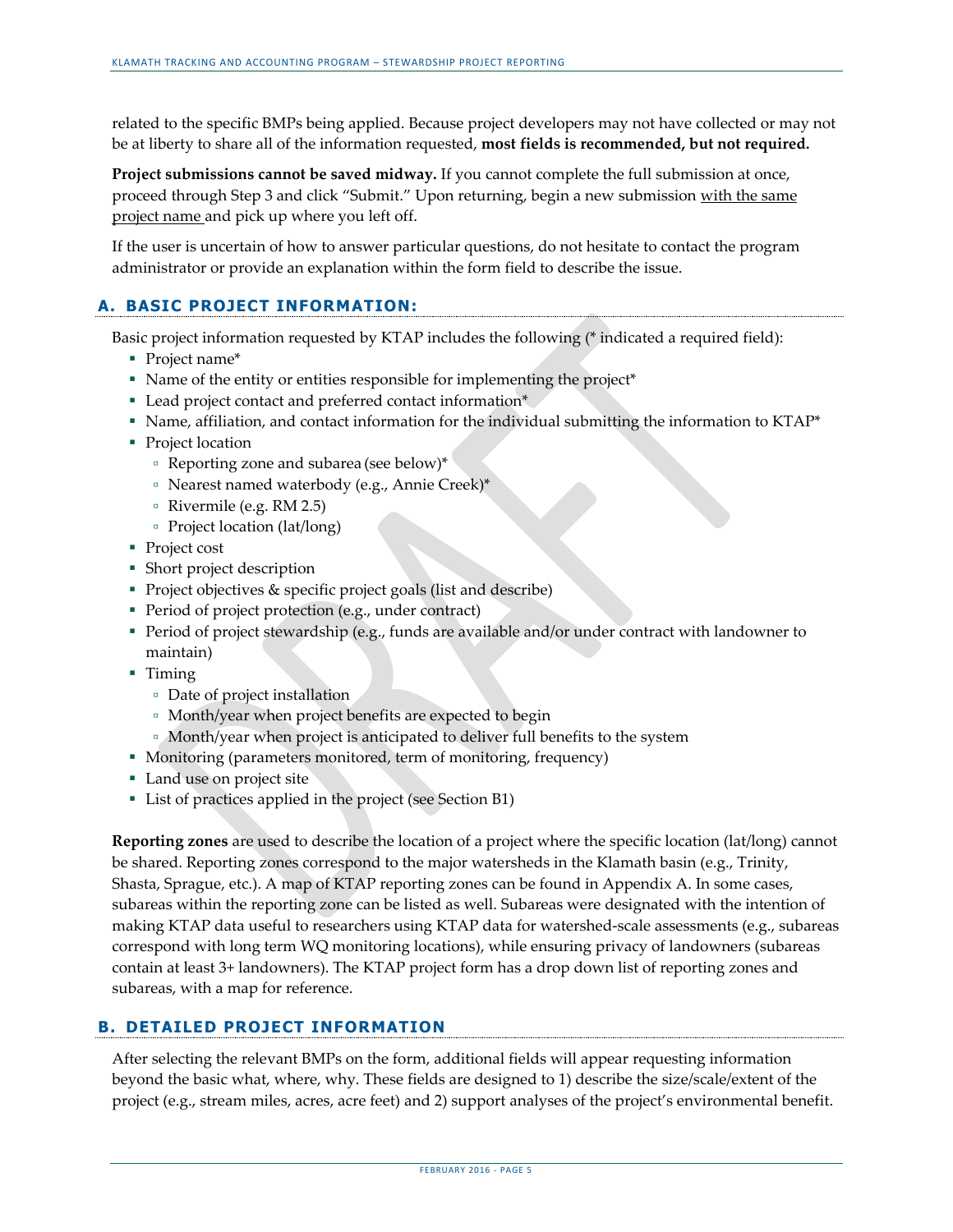related to the specific BMPs being applied. Because project developers may not have collected or may not be at liberty to share all of the information requested, **most fields is recommended, but not required.**

**Project submissions cannot be saved midway.** If you cannot complete the full submission at once, proceed through Step 3 and click "Submit." Upon returning, begin a new submission with the same project name and pick up where you left off.

If the user is uncertain of how to answer particular questions, do not hesitate to contact the program administrator or provide an explanation within the form field to describe the issue.

## A. BASIC PROJECT INFORMATION:

Basic project information requested by KTAP includes the following (* indicated a required field):

- Project name*
- Name of the entity or entities responsible for implementing the project*
- Lead project contact and preferred contact information*
- Name, affiliation, and contact information for the individual submitting the information to KTAP*
- Project location
  - Reporting zone and subarea (see below)*
  - Nearest named waterbody (e.g., Annie Creek)*
  - Rivermile (e.g. RM 2.5)
  - Project location (lat/long)
- Project cost
- Short project description
- Project objectives & specific project goals (list and describe)
- Period of project protection (e.g., under contract)
- Period of project stewardship (e.g., funds are available and/or under contract with landowner to maintain)
- Timing
  - Date of project installation
  - Month/year when project benefits are expected to begin
  - Month/year when project is anticipated to deliver full benefits to the system
- Monitoring (parameters monitored, term of monitoring, frequency)
- Land use on project site
- List of practices applied in the project (see Section B1)

**Reporting zones** are used to describe the location of a project where the specific location (lat/long) cannot be shared. Reporting zones correspond to the major watersheds in the Klamath basin (e.g., Trinity, Shasta, Sprague, etc.). A map of KTAP reporting zones can be found in Appendix A. In some cases, subareas within the reporting zone can be listed as well. Subareas were designated with the intention of making KTAP data useful to researchers using KTAP data for watershed-scale assessments (e.g., subareas correspond with long term WQ monitoring locations), while ensuring privacy of landowners (subareas contain at least 3+ landowners). The KTAP project form has a drop down list of reporting zones and subareas, with a map for reference.

## B. DETAILED PROJECT INFORMATION

After selecting the relevant BMPs on the form, additional fields will appear requesting information beyond the basic what, where, why. These fields are designed to 1) describe the size/scale/extent of the project (e.g., stream miles, acres, acre feet) and 2) support analyses of the project's environmental benefit.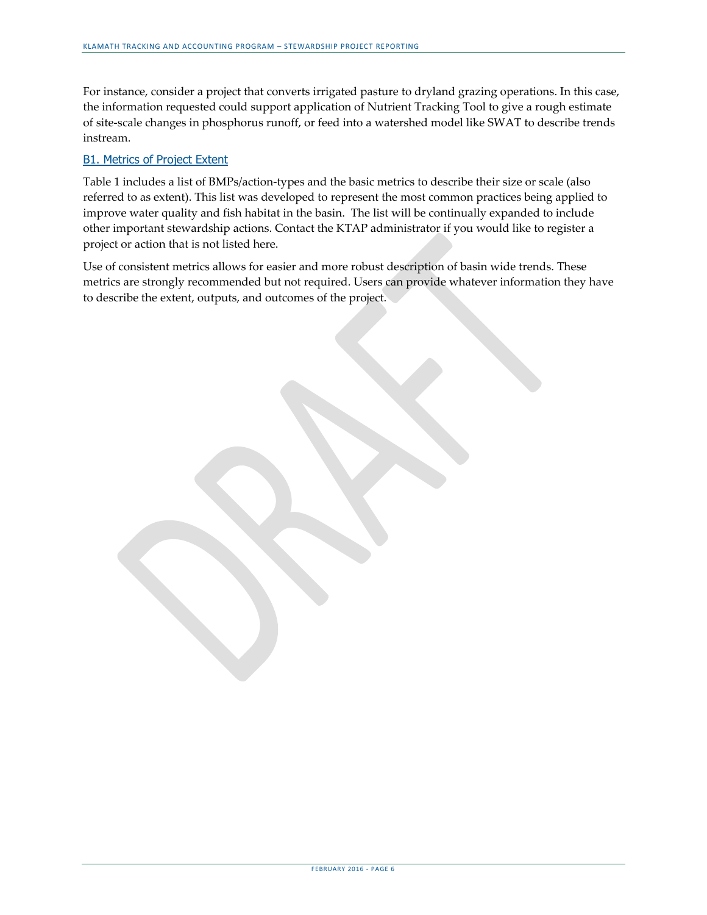For instance, consider a project that converts irrigated pasture to dryland grazing operations. In this case, the information requested could support application of Nutrient Tracking Tool to give a rough estimate of site-scale changes in phosphorus runoff, or feed into a watershed model like SWAT to describe trends instream.

### B1. Metrics of Project Extent

Table 1 includes a list of BMPs/action-types and the basic metrics to describe their size or scale (also referred to as extent). This list was developed to represent the most common practices being applied to improve water quality and fish habitat in the basin. The list will be continually expanded to include other important stewardship actions. Contact the KTAP administrator if you would like to register a project or action that is not listed here.

Use of consistent metrics allows for easier and more robust description of basin wide trends. These metrics are strongly recommended but not required. Users can provide whatever information they have to describe the extent, outputs, and outcomes of the project.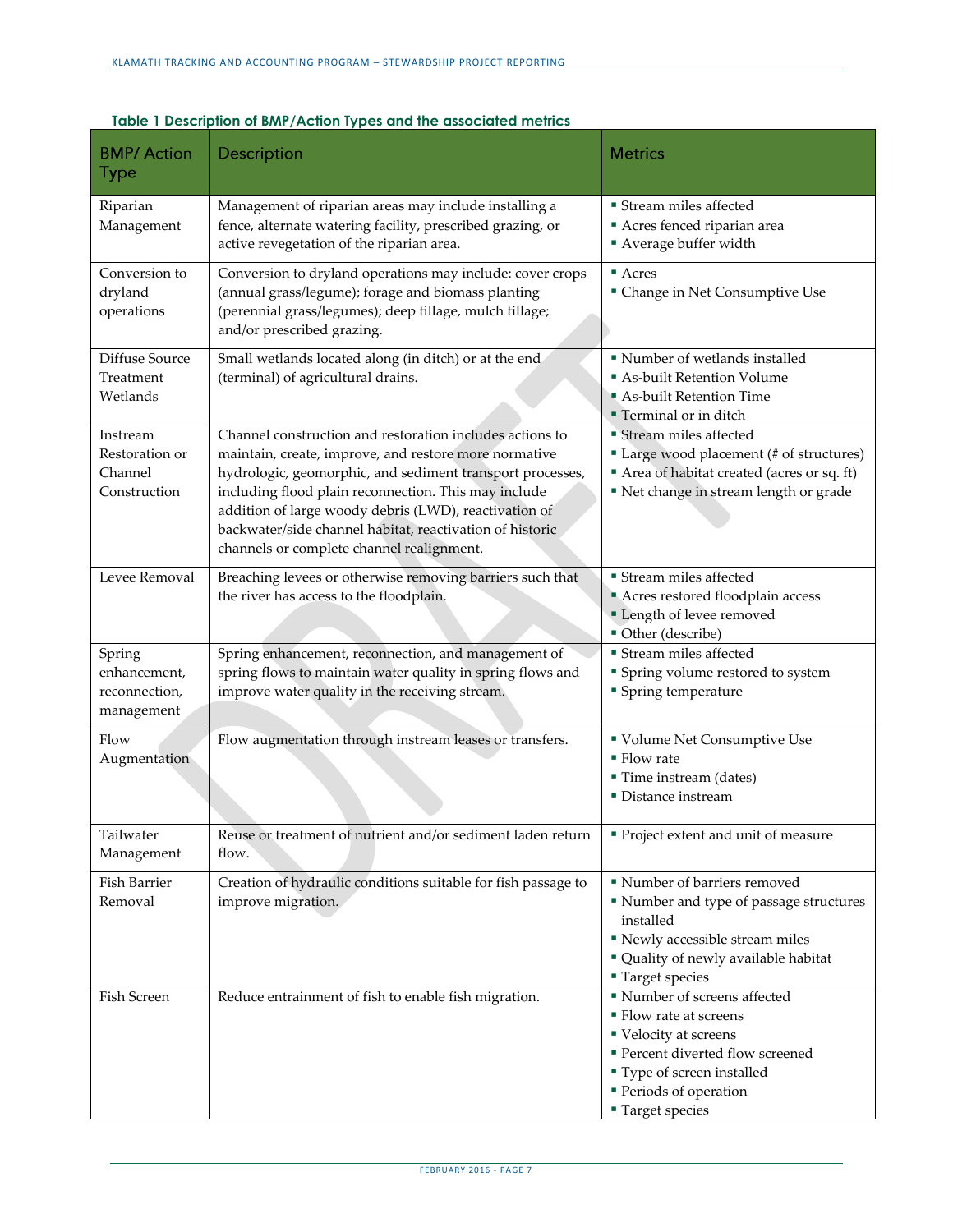**Table 1 Description of BMP/Action Types and the associated metrics**

| BMP/ Action Type | Description | Metrics |
|---|---|---|
| Riparian Management | Management of riparian areas may include installing a fence, alternate watering facility, prescribed grazing, or active revegetation of the riparian area. | ▪ Stream miles affected<br>▪ Acres fenced riparian area<br>▪ Average buffer width |
| Conversion to dryland operations | Conversion to dryland operations may include: cover crops (annual grass/legume); forage and biomass planting (perennial grass/legumes); deep tillage, mulch tillage; and/or prescribed grazing. | ▪ Acres<br>▪ Change in Net Consumptive Use |
| Diffuse Source Treatment Wetlands | Small wetlands located along (in ditch) or at the end (terminal) of agricultural drains. | ▪ Number of wetlands installed<br>▪ As-built Retention Volume<br>▪ As-built Retention Time<br>▪ Terminal or in ditch |
| Instream Restoration or Channel Construction | Channel construction and restoration includes actions to maintain, create, improve, and restore more normative hydrologic, geomorphic, and sediment transport processes, including flood plain reconnection. This may include addition of large woody debris (LWD), reactivation of backwater/side channel habitat, reactivation of historic channels or complete channel realignment. | ▪ Stream miles affected<br>▪ Large wood placement (# of structures)<br>▪ Area of habitat created (acres or sq. ft)<br>▪ Net change in stream length or grade |
| Levee Removal | Breaching levees or otherwise removing barriers such that the river has access to the floodplain. | ▪ Stream miles affected<br>▪ Acres restored floodplain access<br>▪ Length of levee removed<br>▪ Other (describe) |
| Spring enhancement, reconnection, management | Spring enhancement, reconnection, and management of spring flows to maintain water quality in spring flows and improve water quality in the receiving stream. | ▪ Stream miles affected<br>▪ Spring volume restored to system<br>▪ Spring temperature |
| Flow Augmentation | Flow augmentation through instream leases or transfers. | ▪ Volume Net Consumptive Use<br>▪ Flow rate<br>▪ Time instream (dates)<br>▪ Distance instream |
| Tailwater Management | Reuse or treatment of nutrient and/or sediment laden return flow. | ▪ Project extent and unit of measure |
| Fish Barrier Removal | Creation of hydraulic conditions suitable for fish passage to improve migration. | ▪ Number of barriers removed<br>▪ Number and type of passage structures installed<br>▪ Newly accessible stream miles<br>▪ Quality of newly available habitat<br>▪ Target species |
| Fish Screen | Reduce entrainment of fish to enable fish migration. | ▪ Number of screens affected<br>▪ Flow rate at screens<br>▪ Velocity at screens<br>▪ Percent diverted flow screened<br>▪ Type of screen installed<br>▪ Periods of operation<br>▪ Target species |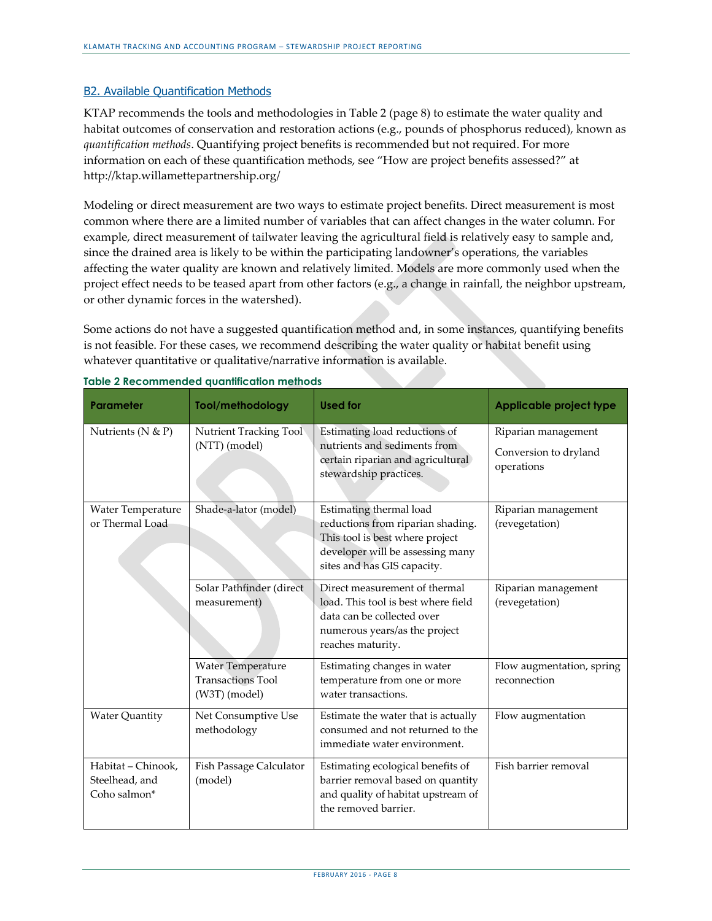## B2. Available Quantification Methods

KTAP recommends the tools and methodologies in Table 2 (page 8) to estimate the water quality and habitat outcomes of conservation and restoration actions (e.g., pounds of phosphorus reduced), known as *quantification methods*. Quantifying project benefits is recommended but not required. For more information on each of these quantification methods, see "How are project benefits assessed?" at http://ktap.willamettepartnership.org/

Modeling or direct measurement are two ways to estimate project benefits. Direct measurement is most common where there are a limited number of variables that can affect changes in the water column. For example, direct measurement of tailwater leaving the agricultural field is relatively easy to sample and, since the drained area is likely to be within the participating landowner's operations, the variables affecting the water quality are known and relatively limited. Models are more commonly used when the project effect needs to be teased apart from other factors (e.g., a change in rainfall, the neighbor upstream, or other dynamic forces in the watershed).

Some actions do not have a suggested quantification method and, in some instances, quantifying benefits is not feasible. For these cases, we recommend describing the water quality or habitat benefit using whatever quantitative or qualitative/narrative information is available.

**Table 2 Recommended quantification methods**

| Parameter | Tool/methodology | Used for | Applicable project type |
|---|---|---|---|
| Nutrients (N & P) | Nutrient Tracking Tool (NTT) (model) | Estimating load reductions of nutrients and sediments from certain riparian and agricultural stewardship practices. | Riparian management<br>Conversion to dryland operations |
| Water Temperature or Thermal Load | Shade-a-lator (model) | Estimating thermal load reductions from riparian shading. This tool is best where project developer will be assessing many sites and has GIS capacity. | Riparian management (revegetation) |
| | Solar Pathfinder (direct measurement) | Direct measurement of thermal load. This tool is best where field data can be collected over numerous years/as the project reaches maturity. | Riparian management (revegetation) |
| | Water Temperature Transactions Tool (W3T) (model) | Estimating changes in water temperature from one or more water transactions. | Flow augmentation, spring reconnection |
| Water Quantity | Net Consumptive Use methodology | Estimate the water that is actually consumed and not returned to the immediate water environment. | Flow augmentation |
| Habitat – Chinook, Steelhead, and Coho salmon* | Fish Passage Calculator (model) | Estimating ecological benefits of barrier removal based on quantity and quality of habitat upstream of the removed barrier. | Fish barrier removal |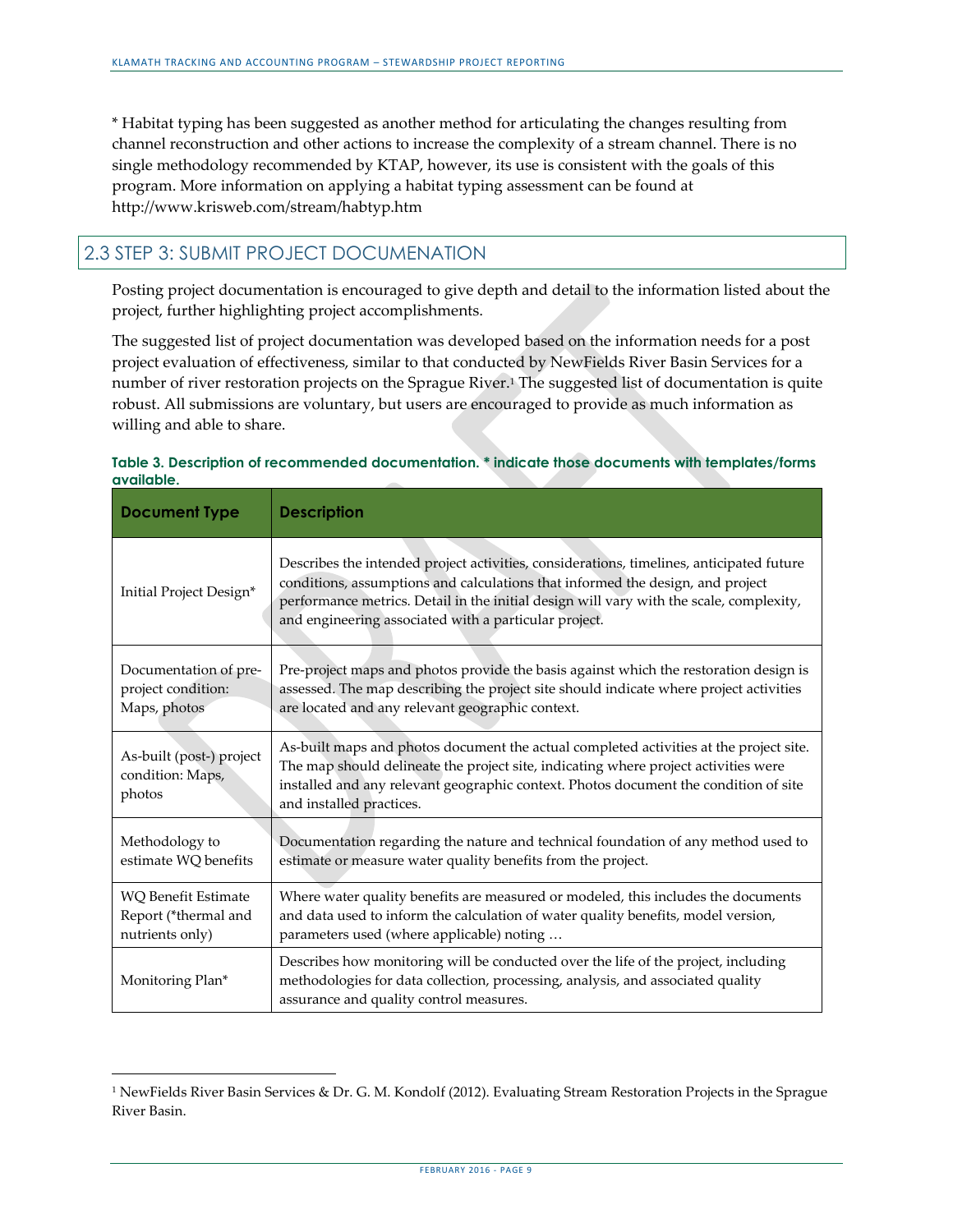* Habitat typing has been suggested as another method for articulating the changes resulting from channel reconstruction and other actions to increase the complexity of a stream channel. There is no single methodology recommended by KTAP, however, its use is consistent with the goals of this program. More information on applying a habitat typing assessment can be found at http://www.krisweb.com/stream/habtyp.htm

## 2.3 STEP 3: SUBMIT PROJECT DOCUMENATION

Posting project documentation is encouraged to give depth and detail to the information listed about the project, further highlighting project accomplishments.

The suggested list of project documentation was developed based on the information needs for a post project evaluation of effectiveness, similar to that conducted by NewFields River Basin Services for a number of river restoration projects on the Sprague River.[1] The suggested list of documentation is quite robust. All submissions are voluntary, but users are encouraged to provide as much information as willing and able to share.

**Table 3. Description of recommended documentation. * indicate those documents with templates/forms available.**

| Document Type | Description |
|---|---|
| Initial Project Design* | Describes the intended project activities, considerations, timelines, anticipated future conditions, assumptions and calculations that informed the design, and project performance metrics. Detail in the initial design will vary with the scale, complexity, and engineering associated with a particular project. |
| Documentation of pre-project condition: Maps, photos | Pre-project maps and photos provide the basis against which the restoration design is assessed. The map describing the project site should indicate where project activities are located and any relevant geographic context. |
| As-built (post-) project condition: Maps, photos | As-built maps and photos document the actual completed activities at the project site. The map should delineate the project site, indicating where project activities were installed and any relevant geographic context. Photos document the condition of site and installed practices. |
| Methodology to estimate WQ benefits | Documentation regarding the nature and technical foundation of any method used to estimate or measure water quality benefits from the project. |
| WQ Benefit Estimate Report (*thermal and nutrients only) | Where water quality benefits are measured or modeled, this includes the documents and data used to inform the calculation of water quality benefits, model version, parameters used (where applicable) noting … |
| Monitoring Plan* | Describes how monitoring will be conducted over the life of the project, including methodologies for data collection, processing, analysis, and associated quality assurance and quality control measures. |

---

[1] NewFields River Basin Services & Dr. G. M. Kondolf (2012). Evaluating Stream Restoration Projects in the Sprague River Basin.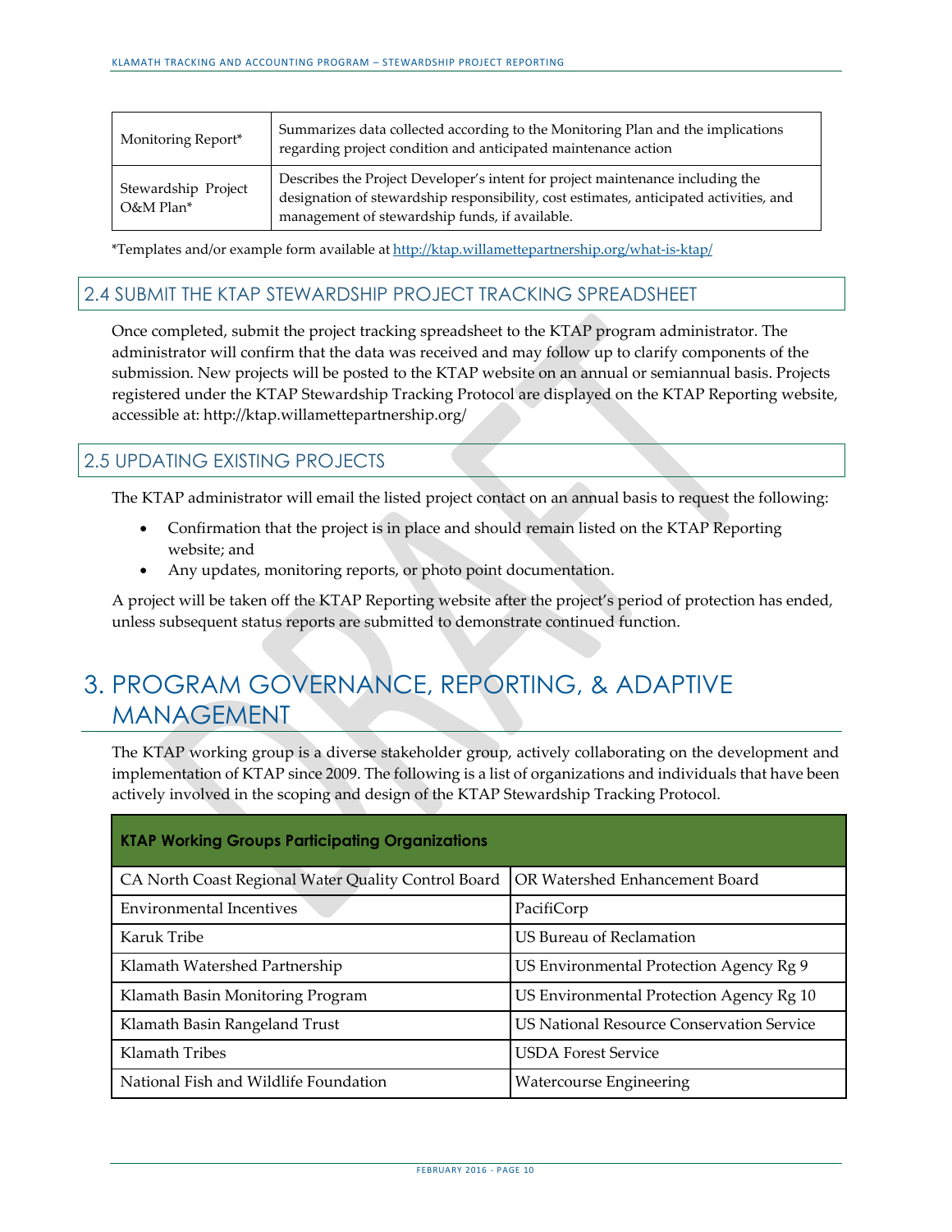| | |
|---|---|
| Monitoring Report* | Summarizes data collected according to the Monitoring Plan and the implications regarding project condition and anticipated maintenance action |
| Stewardship Project O&M Plan* | Describes the Project Developer's intent for project maintenance including the designation of stewardship responsibility, cost estimates, anticipated activities, and management of stewardship funds, if available. |

*Templates and/or example form available at http://ktap.willamettepartnership.org/what-is-ktap/

## 2.4 SUBMIT THE KTAP STEWARDSHIP PROJECT TRACKING SPREADSHEET

Once completed, submit the project tracking spreadsheet to the KTAP program administrator. The administrator will confirm that the data was received and may follow up to clarify components of the submission. New projects will be posted to the KTAP website on an annual or semiannual basis. Projects registered under the KTAP Stewardship Tracking Protocol are displayed on the KTAP Reporting website, accessible at: http://ktap.willamettepartnership.org/

## 2.5 UPDATING EXISTING PROJECTS

The KTAP administrator will email the listed project contact on an annual basis to request the following:

- Confirmation that the project is in place and should remain listed on the KTAP Reporting website; and
- Any updates, monitoring reports, or photo point documentation.

A project will be taken off the KTAP Reporting website after the project's period of protection has ended, unless subsequent status reports are submitted to demonstrate continued function.

# 3. PROGRAM GOVERNANCE, REPORTING, & ADAPTIVE MANAGEMENT

The KTAP working group is a diverse stakeholder group, actively collaborating on the development and implementation of KTAP since 2009. The following is a list of organizations and individuals that have been actively involved in the scoping and design of the KTAP Stewardship Tracking Protocol.

| **KTAP Working Groups Participating Organizations** | |
|---|---|
| CA North Coast Regional Water Quality Control Board | OR Watershed Enhancement Board |
| Environmental Incentives | PacifiCorp |
| Karuk Tribe | US Bureau of Reclamation |
| Klamath Watershed Partnership | US Environmental Protection Agency Rg 9 |
| Klamath Basin Monitoring Program | US Environmental Protection Agency Rg 10 |
| Klamath Basin Rangeland Trust | US National Resource Conservation Service |
| Klamath Tribes | USDA Forest Service |
| National Fish and Wildlife Foundation | Watercourse Engineering |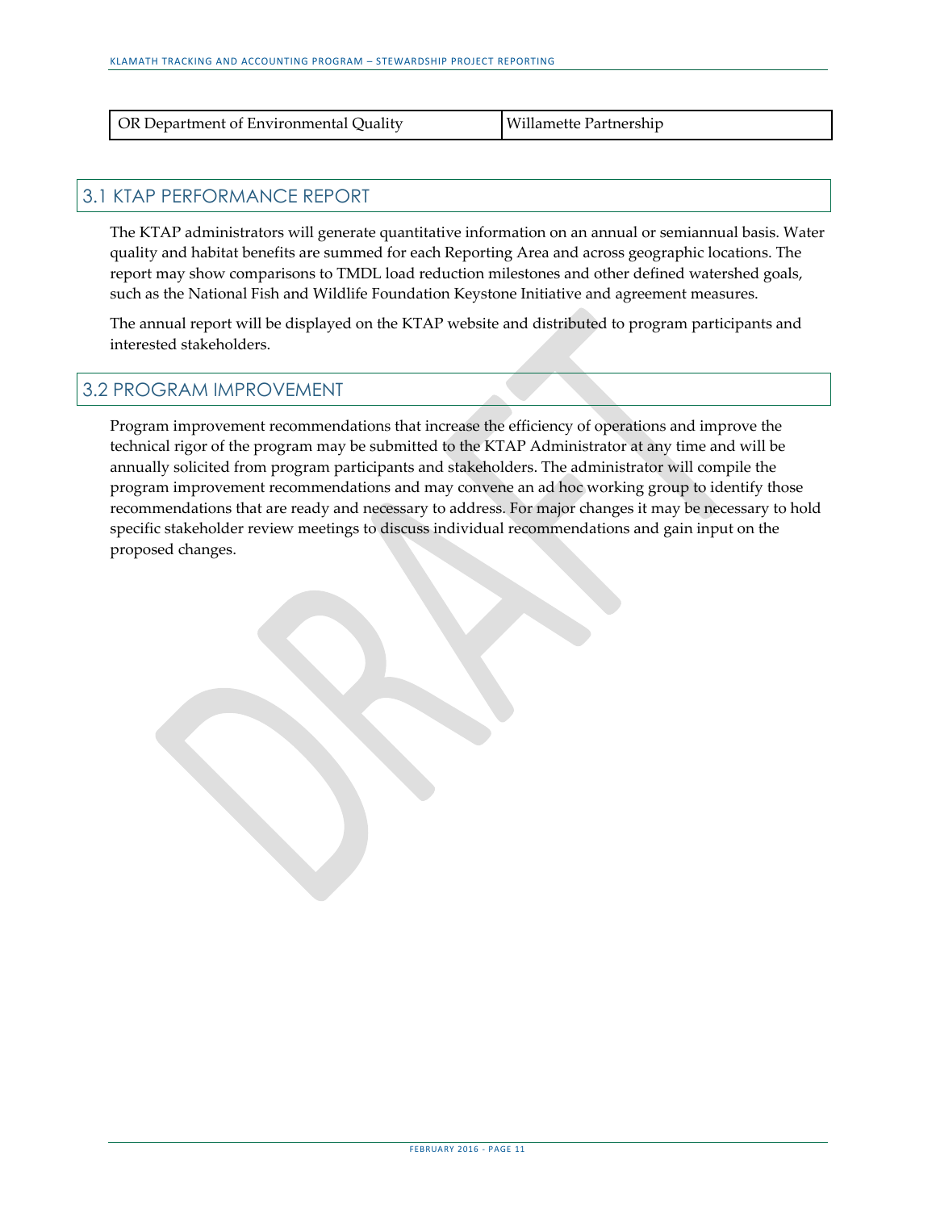| OR Department of Environmental Quality | Willamette Partnership |
|---|---|

## 3.1 KTAP PERFORMANCE REPORT

The KTAP administrators will generate quantitative information on an annual or semiannual basis. Water quality and habitat benefits are summed for each Reporting Area and across geographic locations. The report may show comparisons to TMDL load reduction milestones and other defined watershed goals, such as the National Fish and Wildlife Foundation Keystone Initiative and agreement measures.

The annual report will be displayed on the KTAP website and distributed to program participants and interested stakeholders.

## 3.2 PROGRAM IMPROVEMENT

Program improvement recommendations that increase the efficiency of operations and improve the technical rigor of the program may be submitted to the KTAP Administrator at any time and will be annually solicited from program participants and stakeholders. The administrator will compile the program improvement recommendations and may convene an ad hoc working group to identify those recommendations that are ready and necessary to address. For major changes it may be necessary to hold specific stakeholder review meetings to discuss individual recommendations and gain input on the proposed changes.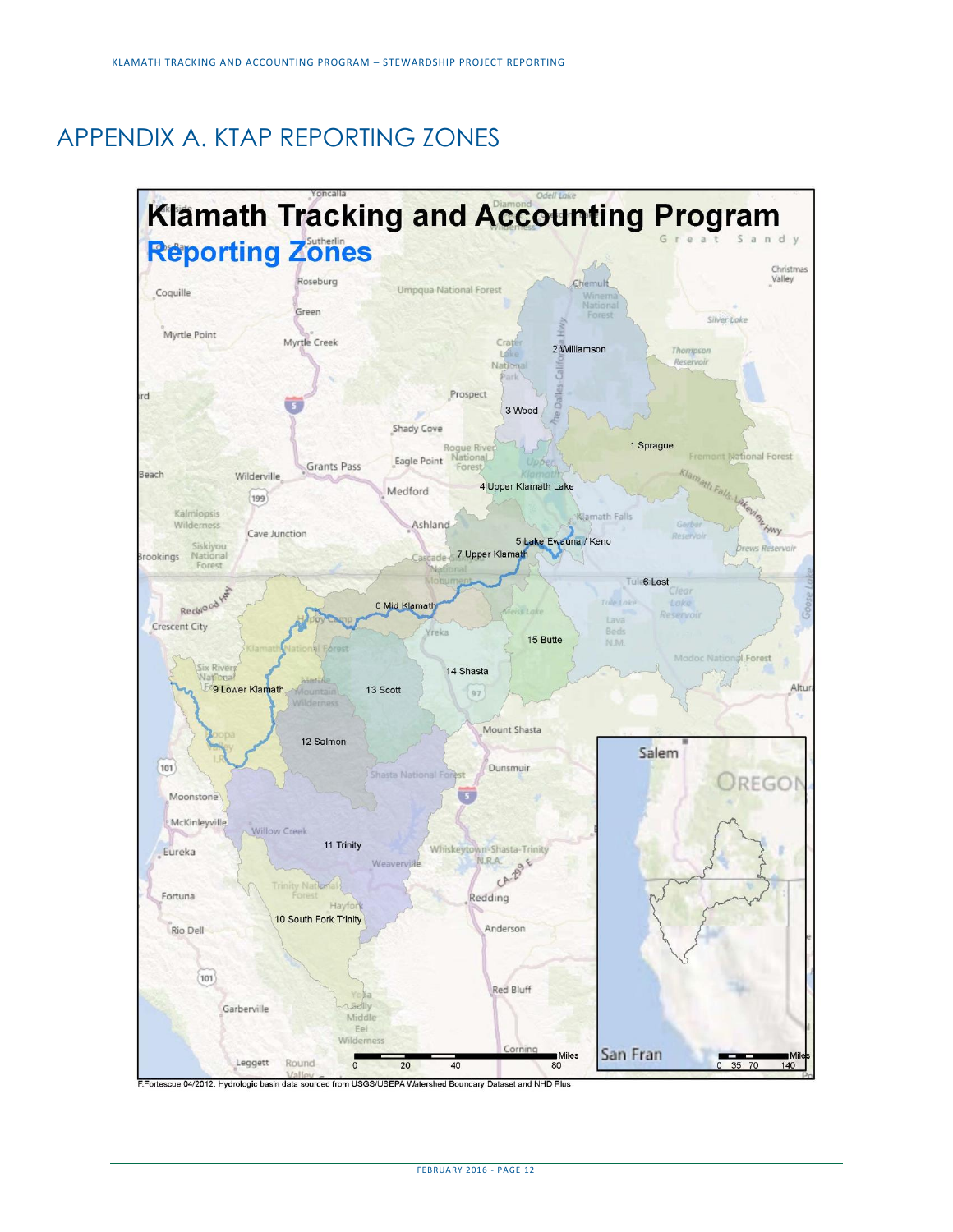# APPENDIX A. KTAP REPORTING ZONES

Klamath Tracking and Accounting Program

Reporting Zones

1 Sprague

2 Williamson

3 Wood

4 Upper Klamath Lake

5 Lake Ewauna / Keno

6 Lost

7 Upper Klamath

8 Mid Klamath

9 Lower Klamath

10 South Fork Trinity

11 Trinity

12 Salmon

13 Scott

14 Shasta

15 Butte

Miles

0 20 40 80

Miles

0 35 70 140

F.Fortescue 04/2012. Hydrologic basin data sourced from USGS/USEPA Watershed Boundary Dataset and NHD Plus